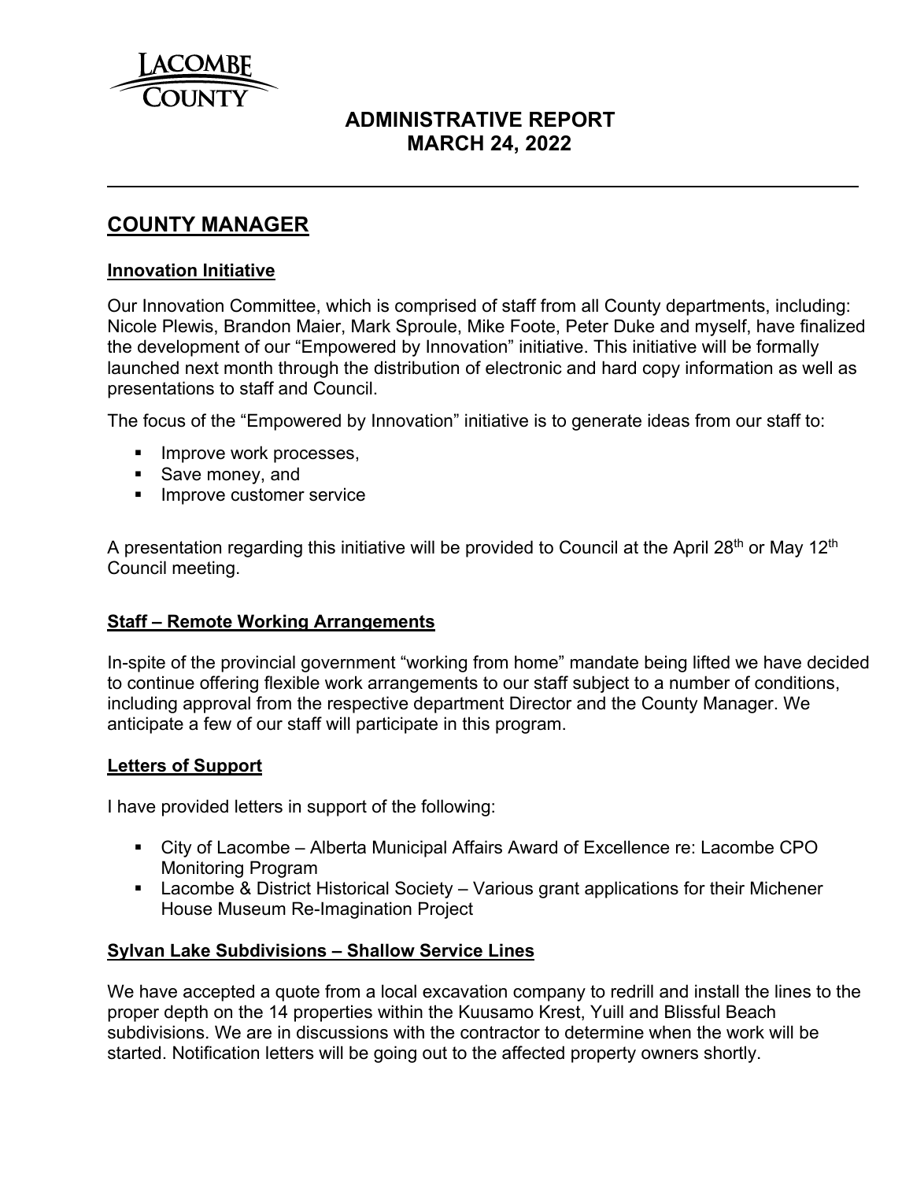LACOMBE COUNTY

# ADMINISTRATIVE REPORT
# MARCH 24, 2022

## COUNTY MANAGER

### Innovation Initiative

Our Innovation Committee, which is comprised of staff from all County departments, including: Nicole Plewis, Brandon Maier, Mark Sproule, Mike Foote, Peter Duke and myself, have finalized the development of our "Empowered by Innovation" initiative. This initiative will be formally launched next month through the distribution of electronic and hard copy information as well as presentations to staff and Council.

The focus of the "Empowered by Innovation" initiative is to generate ideas from our staff to:

- Improve work processes,
- Save money, and
- Improve customer service

A presentation regarding this initiative will be provided to Council at the April 28th or May 12th Council meeting.

### Staff – Remote Working Arrangements

In-spite of the provincial government "working from home" mandate being lifted we have decided to continue offering flexible work arrangements to our staff subject to a number of conditions, including approval from the respective department Director and the County Manager. We anticipate a few of our staff will participate in this program.

### Letters of Support

I have provided letters in support of the following:

- City of Lacombe – Alberta Municipal Affairs Award of Excellence re: Lacombe CPO Monitoring Program
- Lacombe & District Historical Society – Various grant applications for their Michener House Museum Re-Imagination Project

### Sylvan Lake Subdivisions – Shallow Service Lines

We have accepted a quote from a local excavation company to redrill and install the lines to the proper depth on the 14 properties within the Kuusamo Krest, Yuill and Blissful Beach subdivisions. We are in discussions with the contractor to determine when the work will be started. Notification letters will be going out to the affected property owners shortly.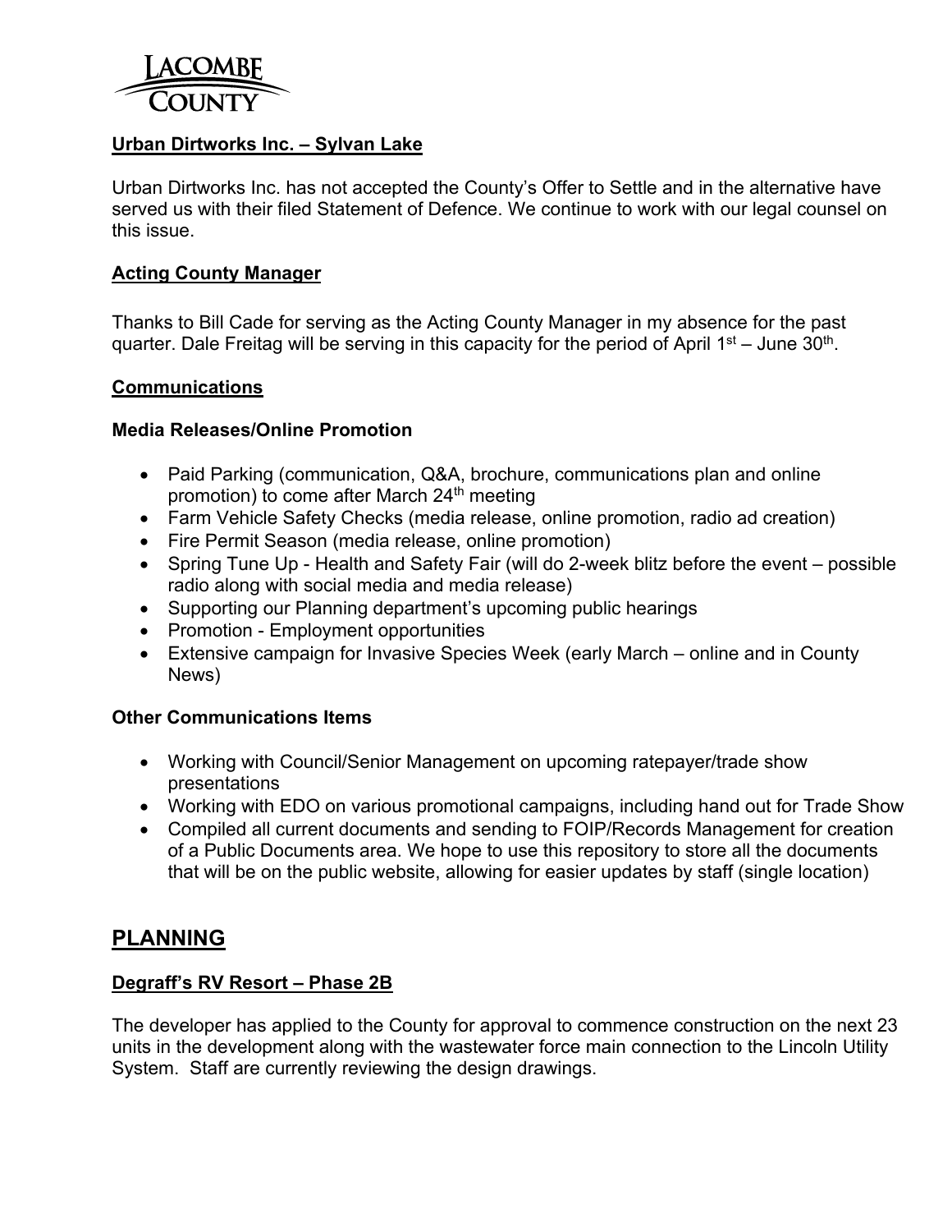## Urban Dirtworks Inc. – Sylvan Lake

Urban Dirtworks Inc. has not accepted the County's Offer to Settle and in the alternative have served us with their filed Statement of Defence. We continue to work with our legal counsel on this issue.

## Acting County Manager

Thanks to Bill Cade for serving as the Acting County Manager in my absence for the past quarter. Dale Freitag will be serving in this capacity for the period of April 1st – June 30th.

## Communications

### Media Releases/Online Promotion

- Paid Parking (communication, Q&A, brochure, communications plan and online promotion) to come after March 24th meeting
- Farm Vehicle Safety Checks (media release, online promotion, radio ad creation)
- Fire Permit Season (media release, online promotion)
- Spring Tune Up - Health and Safety Fair (will do 2-week blitz before the event – possible radio along with social media and media release)
- Supporting our Planning department's upcoming public hearings
- Promotion - Employment opportunities
- Extensive campaign for Invasive Species Week (early March – online and in County News)

### Other Communications Items

- Working with Council/Senior Management on upcoming ratepayer/trade show presentations
- Working with EDO on various promotional campaigns, including hand out for Trade Show
- Compiled all current documents and sending to FOIP/Records Management for creation of a Public Documents area. We hope to use this repository to store all the documents that will be on the public website, allowing for easier updates by staff (single location)

# PLANNING

## Degraff's RV Resort – Phase 2B

The developer has applied to the County for approval to commence construction on the next 23 units in the development along with the wastewater force main connection to the Lincoln Utility System. Staff are currently reviewing the design drawings.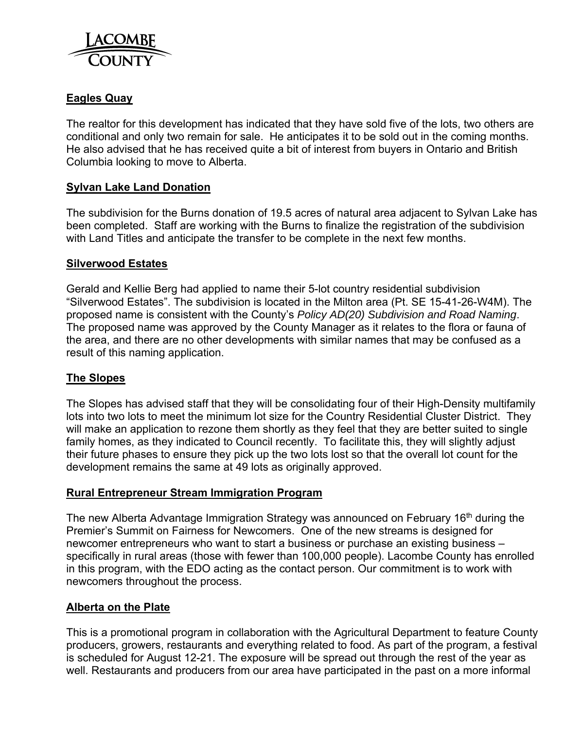## Eagles Quay

The realtor for this development has indicated that they have sold five of the lots, two others are conditional and only two remain for sale. He anticipates it to be sold out in the coming months. He also advised that he has received quite a bit of interest from buyers in Ontario and British Columbia looking to move to Alberta.

## Sylvan Lake Land Donation

The subdivision for the Burns donation of 19.5 acres of natural area adjacent to Sylvan Lake has been completed. Staff are working with the Burns to finalize the registration of the subdivision with Land Titles and anticipate the transfer to be complete in the next few months.

## Silverwood Estates

Gerald and Kellie Berg had applied to name their 5-lot country residential subdivision "Silverwood Estates". The subdivision is located in the Milton area (Pt. SE 15-41-26-W4M). The proposed name is consistent with the County's *Policy AD(20) Subdivision and Road Naming*. The proposed name was approved by the County Manager as it relates to the flora or fauna of the area, and there are no other developments with similar names that may be confused as a result of this naming application.

## The Slopes

The Slopes has advised staff that they will be consolidating four of their High-Density multifamily lots into two lots to meet the minimum lot size for the Country Residential Cluster District. They will make an application to rezone them shortly as they feel that they are better suited to single family homes, as they indicated to Council recently. To facilitate this, they will slightly adjust their future phases to ensure they pick up the two lots lost so that the overall lot count for the development remains the same at 49 lots as originally approved.

## Rural Entrepreneur Stream Immigration Program

The new Alberta Advantage Immigration Strategy was announced on February 16th during the Premier's Summit on Fairness for Newcomers. One of the new streams is designed for newcomer entrepreneurs who want to start a business or purchase an existing business – specifically in rural areas (those with fewer than 100,000 people). Lacombe County has enrolled in this program, with the EDO acting as the contact person. Our commitment is to work with newcomers throughout the process.

## Alberta on the Plate

This is a promotional program in collaboration with the Agricultural Department to feature County producers, growers, restaurants and everything related to food. As part of the program, a festival is scheduled for August 12-21. The exposure will be spread out through the rest of the year as well. Restaurants and producers from our area have participated in the past on a more informal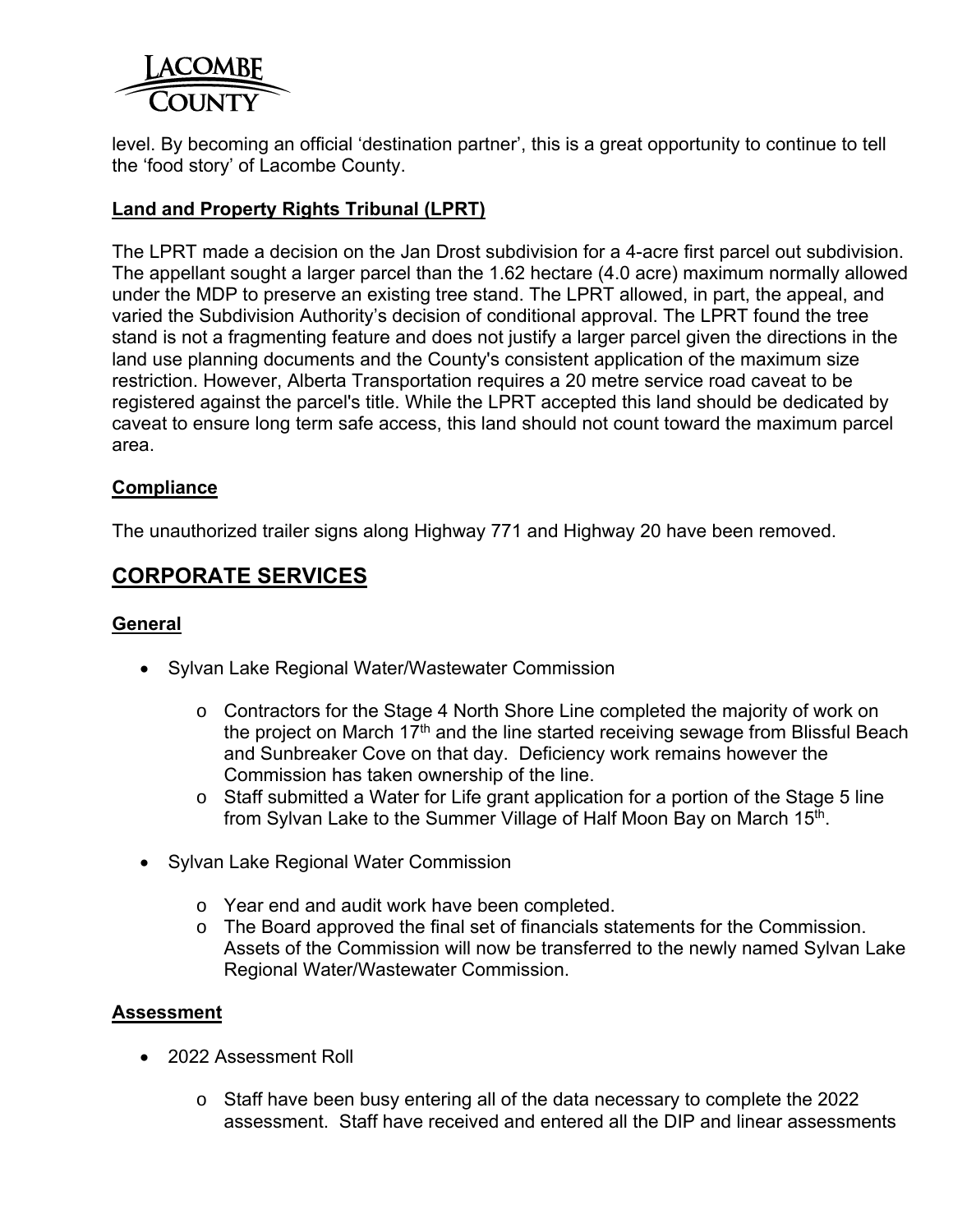level. By becoming an official 'destination partner', this is a great opportunity to continue to tell the 'food story' of Lacombe County.

**Land and Property Rights Tribunal (LPRT)**

The LPRT made a decision on the Jan Drost subdivision for a 4-acre first parcel out subdivision. The appellant sought a larger parcel than the 1.62 hectare (4.0 acre) maximum normally allowed under the MDP to preserve an existing tree stand. The LPRT allowed, in part, the appeal, and varied the Subdivision Authority's decision of conditional approval. The LPRT found the tree stand is not a fragmenting feature and does not justify a larger parcel given the directions in the land use planning documents and the County's consistent application of the maximum size restriction. However, Alberta Transportation requires a 20 metre service road caveat to be registered against the parcel's title. While the LPRT accepted this land should be dedicated by caveat to ensure long term safe access, this land should not count toward the maximum parcel area.

**Compliance**

The unauthorized trailer signs along Highway 771 and Highway 20 have been removed.

## CORPORATE SERVICES

**General**

- Sylvan Lake Regional Water/Wastewater Commission
  - Contractors for the Stage 4 North Shore Line completed the majority of work on the project on March 17th and the line started receiving sewage from Blissful Beach and Sunbreaker Cove on that day. Deficiency work remains however the Commission has taken ownership of the line.
  - Staff submitted a Water for Life grant application for a portion of the Stage 5 line from Sylvan Lake to the Summer Village of Half Moon Bay on March 15th.
- Sylvan Lake Regional Water Commission
  - Year end and audit work have been completed.
  - The Board approved the final set of financials statements for the Commission. Assets of the Commission will now be transferred to the newly named Sylvan Lake Regional Water/Wastewater Commission.

**Assessment**

- 2022 Assessment Roll
  - Staff have been busy entering all of the data necessary to complete the 2022 assessment. Staff have received and entered all the DIP and linear assessments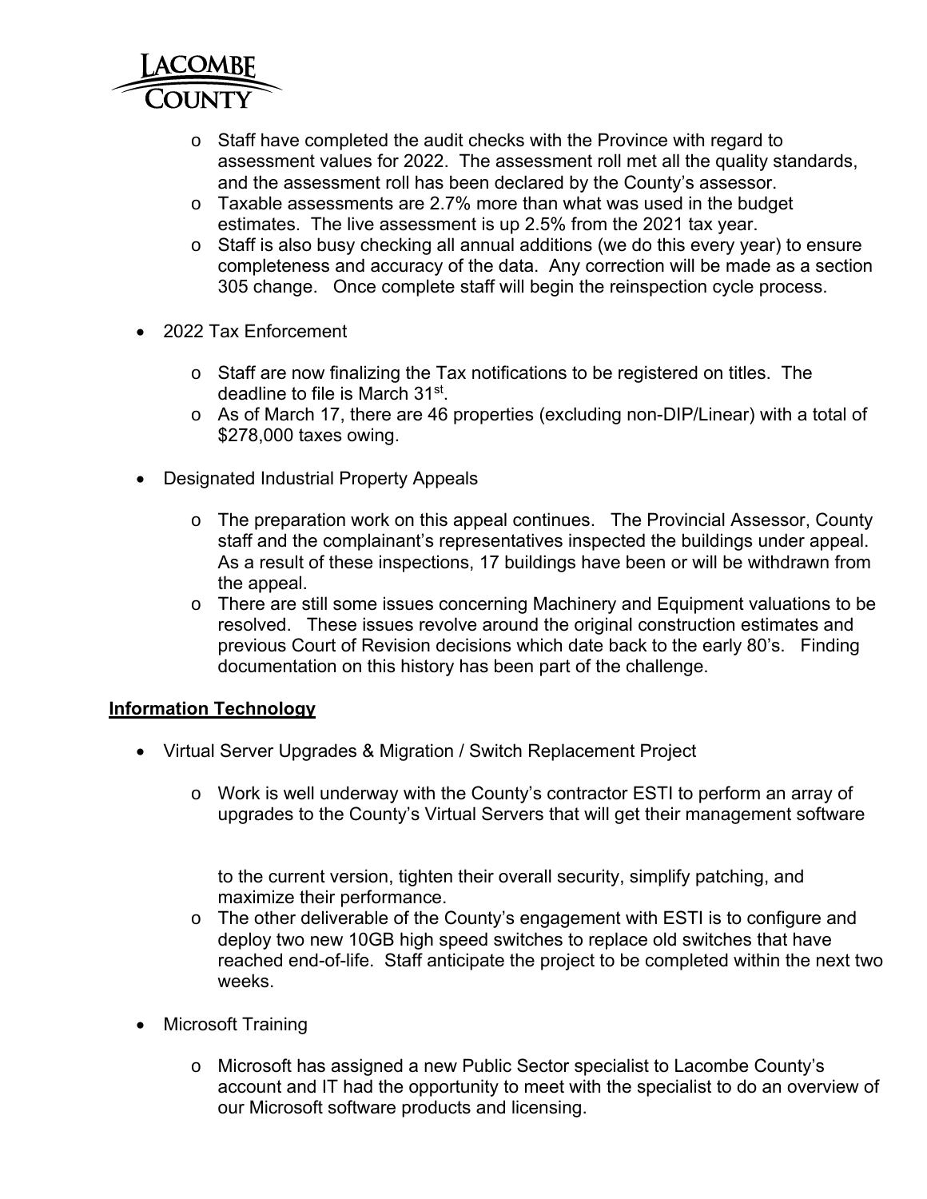- Staff have completed the audit checks with the Province with regard to assessment values for 2022. The assessment roll met all the quality standards, and the assessment roll has been declared by the County's assessor.
  - Taxable assessments are 2.7% more than what was used in the budget estimates. The live assessment is up 2.5% from the 2021 tax year.
  - Staff is also busy checking all annual additions (we do this every year) to ensure completeness and accuracy of the data. Any correction will be made as a section 305 change. Once complete staff will begin the reinspection cycle process.

- 2022 Tax Enforcement
  - Staff are now finalizing the Tax notifications to be registered on titles. The deadline to file is March 31st.
  - As of March 17, there are 46 properties (excluding non-DIP/Linear) with a total of $278,000 taxes owing.

- Designated Industrial Property Appeals
  - The preparation work on this appeal continues. The Provincial Assessor, County staff and the complainant's representatives inspected the buildings under appeal. As a result of these inspections, 17 buildings have been or will be withdrawn from the appeal.
  - There are still some issues concerning Machinery and Equipment valuations to be resolved. These issues revolve around the original construction estimates and previous Court of Revision decisions which date back to the early 80's. Finding documentation on this history has been part of the challenge.

**Information Technology**

- Virtual Server Upgrades & Migration / Switch Replacement Project
  - Work is well underway with the County's contractor ESTI to perform an array of upgrades to the County's Virtual Servers that will get their management software to the current version, tighten their overall security, simplify patching, and maximize their performance.
  - The other deliverable of the County's engagement with ESTI is to configure and deploy two new 10GB high speed switches to replace old switches that have reached end-of-life. Staff anticipate the project to be completed within the next two weeks.

- Microsoft Training
  - Microsoft has assigned a new Public Sector specialist to Lacombe County's account and IT had the opportunity to meet with the specialist to do an overview of our Microsoft software products and licensing.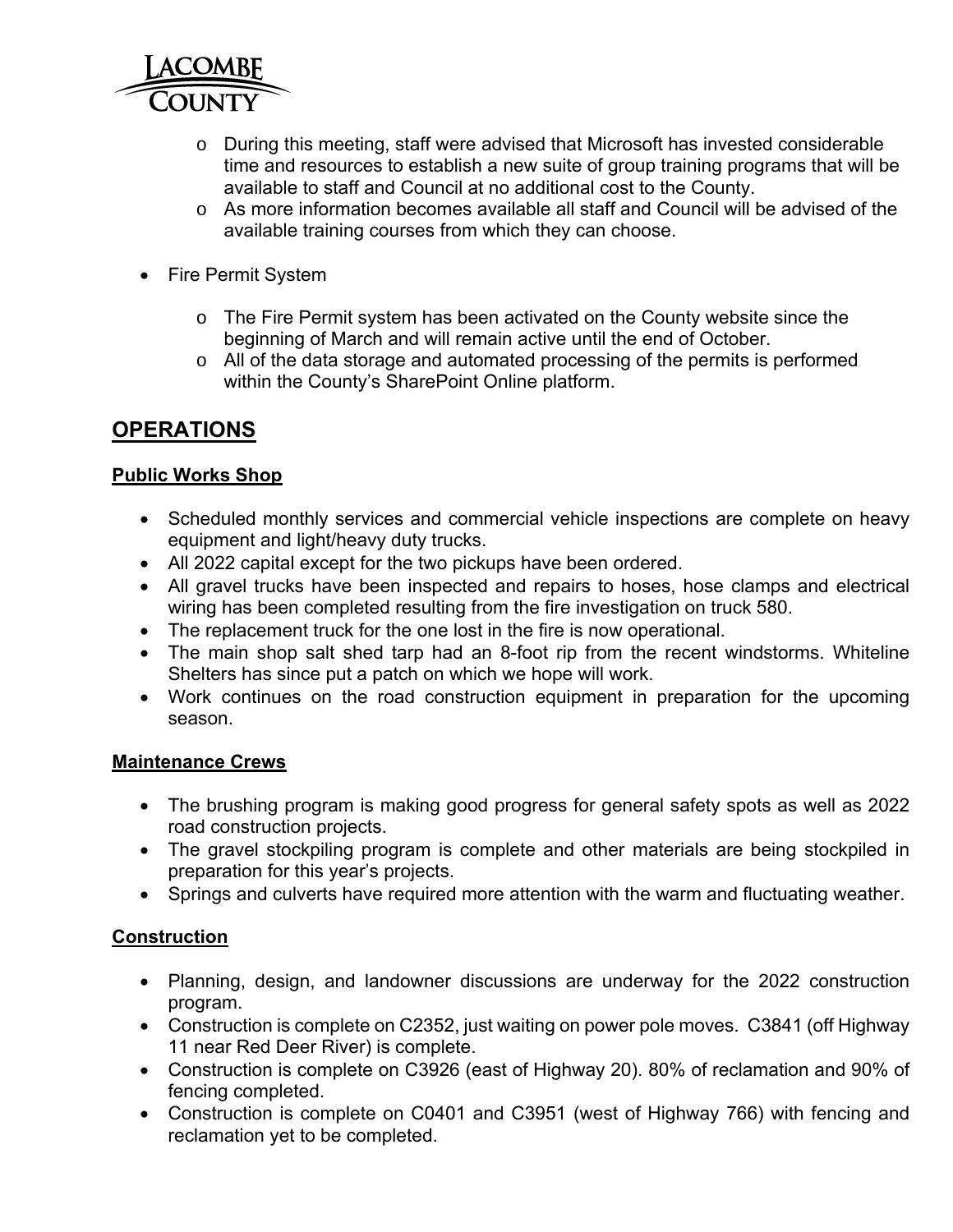- During this meeting, staff were advised that Microsoft has invested considerable time and resources to establish a new suite of group training programs that will be available to staff and Council at no additional cost to the County.
  - As more information becomes available all staff and Council will be advised of the available training courses from which they can choose.

- Fire Permit System

  - The Fire Permit system has been activated on the County website since the beginning of March and will remain active until the end of October.
  - All of the data storage and automated processing of the permits is performed within the County's SharePoint Online platform.

## OPERATIONS

### Public Works Shop

- Scheduled monthly services and commercial vehicle inspections are complete on heavy equipment and light/heavy duty trucks.
- All 2022 capital except for the two pickups have been ordered.
- All gravel trucks have been inspected and repairs to hoses, hose clamps and electrical wiring has been completed resulting from the fire investigation on truck 580.
- The replacement truck for the one lost in the fire is now operational.
- The main shop salt shed tarp had an 8-foot rip from the recent windstorms. Whiteline Shelters has since put a patch on which we hope will work.
- Work continues on the road construction equipment in preparation for the upcoming season.

### Maintenance Crews

- The brushing program is making good progress for general safety spots as well as 2022 road construction projects.
- The gravel stockpiling program is complete and other materials are being stockpiled in preparation for this year's projects.
- Springs and culverts have required more attention with the warm and fluctuating weather.

### Construction

- Planning, design, and landowner discussions are underway for the 2022 construction program.
- Construction is complete on C2352, just waiting on power pole moves. C3841 (off Highway 11 near Red Deer River) is complete.
- Construction is complete on C3926 (east of Highway 20). 80% of reclamation and 90% of fencing completed.
- Construction is complete on C0401 and C3951 (west of Highway 766) with fencing and reclamation yet to be completed.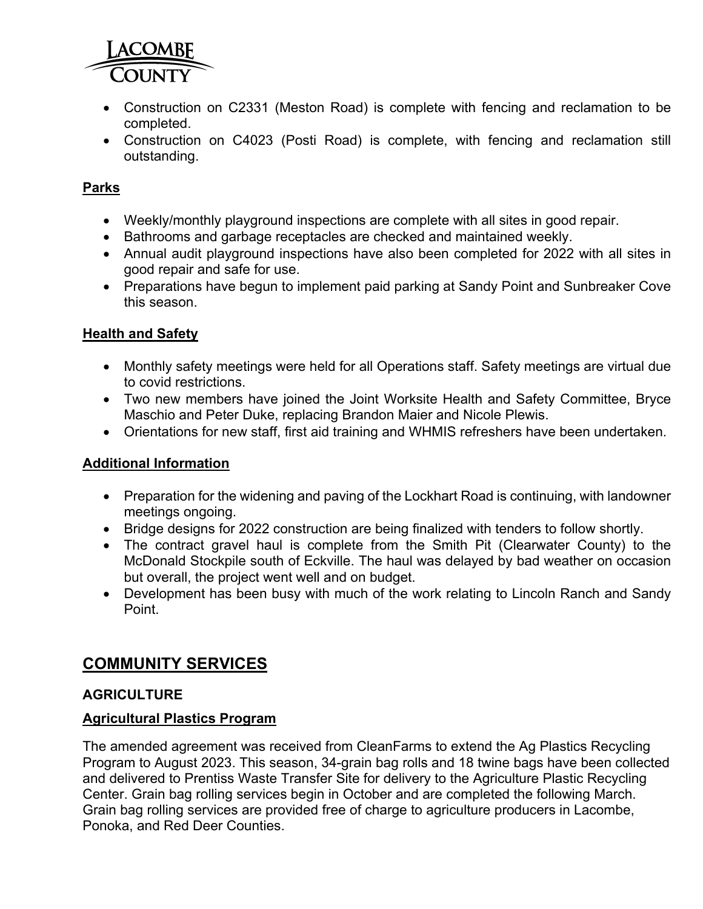- Construction on C2331 (Meston Road) is complete with fencing and reclamation to be completed.
- Construction on C4023 (Posti Road) is complete, with fencing and reclamation still outstanding.

**Parks**

- Weekly/monthly playground inspections are complete with all sites in good repair.
- Bathrooms and garbage receptacles are checked and maintained weekly.
- Annual audit playground inspections have also been completed for 2022 with all sites in good repair and safe for use.
- Preparations have begun to implement paid parking at Sandy Point and Sunbreaker Cove this season.

**Health and Safety**

- Monthly safety meetings were held for all Operations staff. Safety meetings are virtual due to covid restrictions.
- Two new members have joined the Joint Worksite Health and Safety Committee, Bryce Maschio and Peter Duke, replacing Brandon Maier and Nicole Plewis.
- Orientations for new staff, first aid training and WHMIS refreshers have been undertaken.

**Additional Information**

- Preparation for the widening and paving of the Lockhart Road is continuing, with landowner meetings ongoing.
- Bridge designs for 2022 construction are being finalized with tenders to follow shortly.
- The contract gravel haul is complete from the Smith Pit (Clearwater County) to the McDonald Stockpile south of Eckville. The haul was delayed by bad weather on occasion but overall, the project went well and on budget.
- Development has been busy with much of the work relating to Lincoln Ranch and Sandy Point.

## COMMUNITY SERVICES

### AGRICULTURE

**Agricultural Plastics Program**

The amended agreement was received from CleanFarms to extend the Ag Plastics Recycling Program to August 2023. This season, 34-grain bag rolls and 18 twine bags have been collected and delivered to Prentiss Waste Transfer Site for delivery to the Agriculture Plastic Recycling Center. Grain bag rolling services begin in October and are completed the following March. Grain bag rolling services are provided free of charge to agriculture producers in Lacombe, Ponoka, and Red Deer Counties.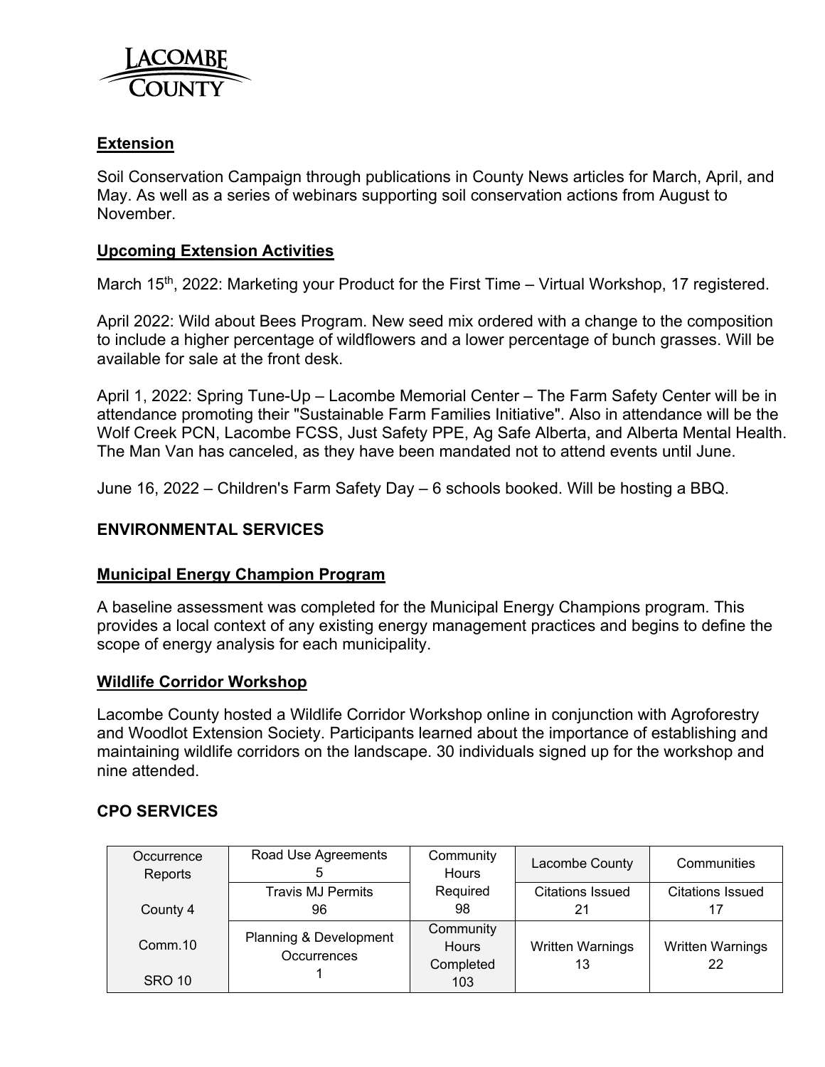**Extension**

Soil Conservation Campaign through publications in County News articles for March, April, and May. As well as a series of webinars supporting soil conservation actions from August to November.

**Upcoming Extension Activities**

March 15th, 2022: Marketing your Product for the First Time – Virtual Workshop, 17 registered.

April 2022: Wild about Bees Program. New seed mix ordered with a change to the composition to include a higher percentage of wildflowers and a lower percentage of bunch grasses. Will be available for sale at the front desk.

April 1, 2022: Spring Tune-Up – Lacombe Memorial Center – The Farm Safety Center will be in attendance promoting their "Sustainable Farm Families Initiative". Also in attendance will be the Wolf Creek PCN, Lacombe FCSS, Just Safety PPE, Ag Safe Alberta, and Alberta Mental Health. The Man Van has canceled, as they have been mandated not to attend events until June.

June 16, 2022 – Children's Farm Safety Day – 6 schools booked. Will be hosting a BBQ.

## ENVIRONMENTAL SERVICES

**Municipal Energy Champion Program**

A baseline assessment was completed for the Municipal Energy Champions program. This provides a local context of any existing energy management practices and begins to define the scope of energy analysis for each municipality.

**Wildlife Corridor Workshop**

Lacombe County hosted a Wildlife Corridor Workshop online in conjunction with Agroforestry and Woodlot Extension Society. Participants learned about the importance of establishing and maintaining wildlife corridors on the landscape. 30 individuals signed up for the workshop and nine attended.

## CPO SERVICES

| Occurrence Reports | Road Use Agreements 5 | Community Hours Required 98 | Lacombe County | Communities |
|---|---|---|---|---|
| County 4 | Travis MJ Permits 96 | | Citations Issued 21 | Citations Issued 17 |
| Comm.10 | Planning & Development Occurrences 1 | Community Hours Completed 103 | Written Warnings 13 | Written Warnings 22 |
| SRO 10 | | | | |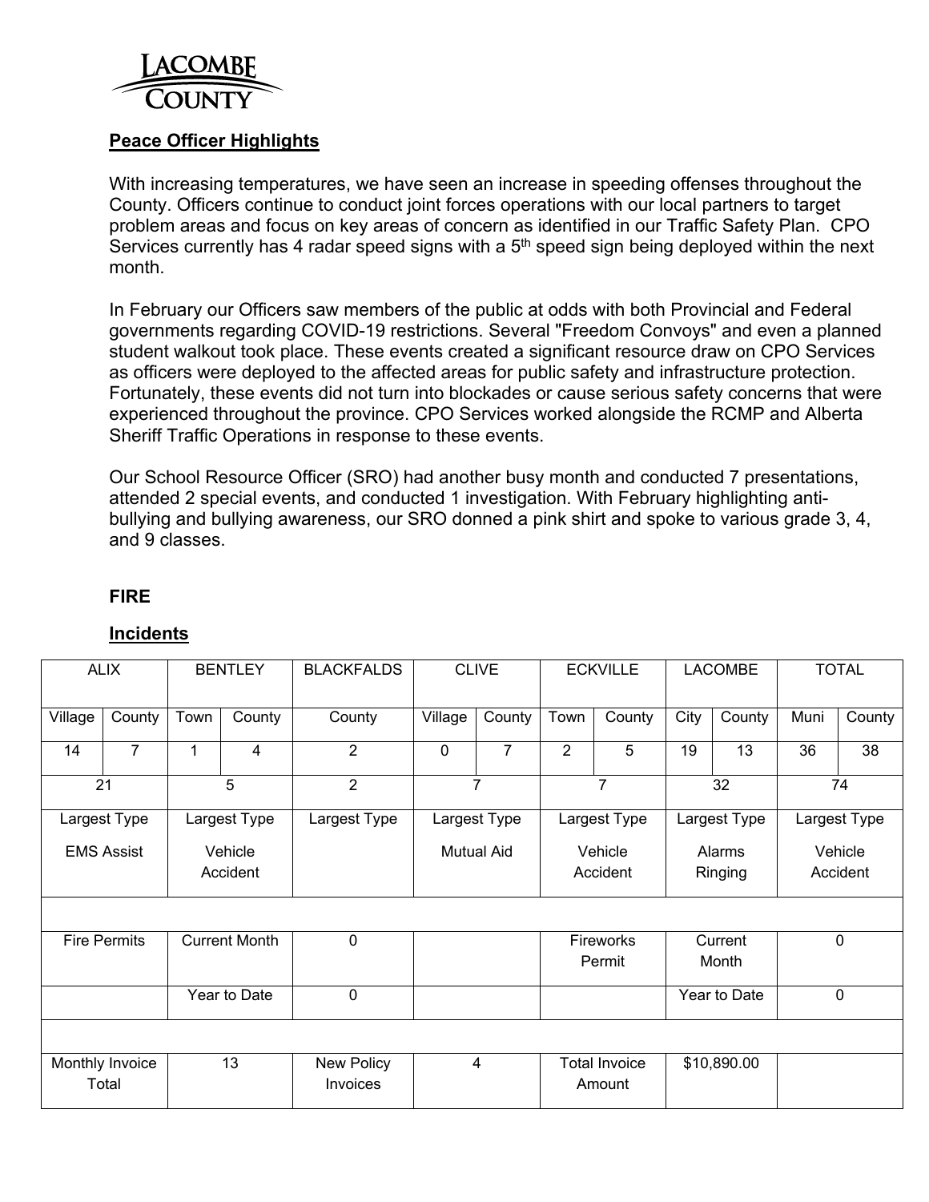LACOMBE COUNTY

## Peace Officer Highlights

With increasing temperatures, we have seen an increase in speeding offenses throughout the County. Officers continue to conduct joint forces operations with our local partners to target problem areas and focus on key areas of concern as identified in our Traffic Safety Plan. CPO Services currently has 4 radar speed signs with a 5th speed sign being deployed within the next month.

In February our Officers saw members of the public at odds with both Provincial and Federal governments regarding COVID-19 restrictions. Several "Freedom Convoys" and even a planned student walkout took place. These events created a significant resource draw on CPO Services as officers were deployed to the affected areas for public safety and infrastructure protection. Fortunately, these events did not turn into blockades or cause serious safety concerns that were experienced throughout the province. CPO Services worked alongside the RCMP and Alberta Sheriff Traffic Operations in response to these events.

Our School Resource Officer (SRO) had another busy month and conducted 7 presentations, attended 2 special events, and conducted 1 investigation. With February highlighting anti-bullying and bullying awareness, our SRO donned a pink shirt and spoke to various grade 3, 4, and 9 classes.

## FIRE

### Incidents

| ALIX | | BENTLEY | | BLACKFALDS | CLIVE | | ECKVILLE | | LACOMBE | | TOTAL | |
|---|---|---|---|---|---|---|---|---|---|---|---|---|
| Village | County | Town | County | County | Village | County | Town | County | City | County | Muni | County |
| 14 | 7 | 1 | 4 | 2 | 0 | 7 | 2 | 5 | 19 | 13 | 36 | 38 |
| 21 | | 5 | | 2 | 7 | | 7 | | 32 | | 74 | |
| Largest Type EMS Assist | | Largest Type Vehicle Accident | | Largest Type | Largest Type Mutual Aid | | Largest Type Vehicle Accident | | Largest Type Alarms Ringing | | Largest Type Vehicle Accident | |
| | | | | | | | | | | | | |
| Fire Permits | | Current Month | | 0 | | | Fireworks Permit | | Current Month | | 0 | |
| | | Year to Date | | 0 | | | | | Year to Date | | 0 | |
| | | | | | | | | | | | | |
| Monthly Invoice Total | | 13 | | New Policy Invoices | 4 | | Total Invoice Amount | | $10,890.00 | | | |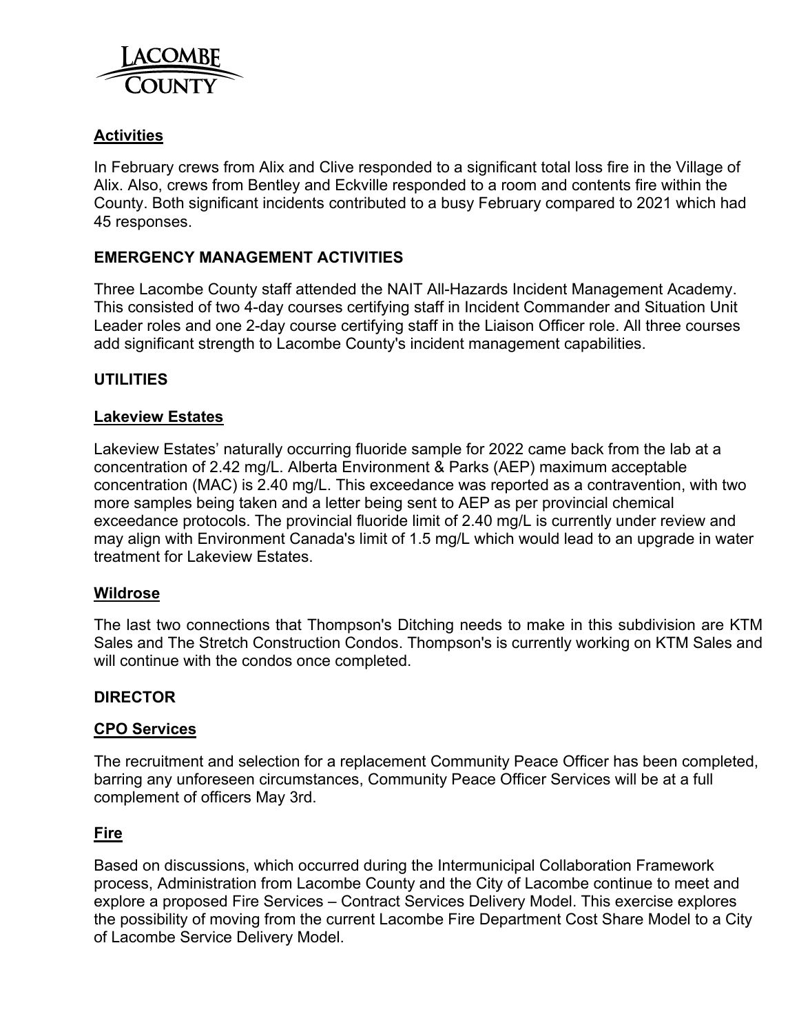### Activities

In February crews from Alix and Clive responded to a significant total loss fire in the Village of Alix. Also, crews from Bentley and Eckville responded to a room and contents fire within the County. Both significant incidents contributed to a busy February compared to 2021 which had 45 responses.

## EMERGENCY MANAGEMENT ACTIVITIES

Three Lacombe County staff attended the NAIT All-Hazards Incident Management Academy. This consisted of two 4-day courses certifying staff in Incident Commander and Situation Unit Leader roles and one 2-day course certifying staff in the Liaison Officer role. All three courses add significant strength to Lacombe County's incident management capabilities.

## UTILITIES

### Lakeview Estates

Lakeview Estates' naturally occurring fluoride sample for 2022 came back from the lab at a concentration of 2.42 mg/L. Alberta Environment & Parks (AEP) maximum acceptable concentration (MAC) is 2.40 mg/L. This exceedance was reported as a contravention, with two more samples being taken and a letter being sent to AEP as per provincial chemical exceedance protocols. The provincial fluoride limit of 2.40 mg/L is currently under review and may align with Environment Canada's limit of 1.5 mg/L which would lead to an upgrade in water treatment for Lakeview Estates.

### Wildrose

The last two connections that Thompson's Ditching needs to make in this subdivision are KTM Sales and The Stretch Construction Condos. Thompson's is currently working on KTM Sales and will continue with the condos once completed.

## DIRECTOR

### CPO Services

The recruitment and selection for a replacement Community Peace Officer has been completed, barring any unforeseen circumstances, Community Peace Officer Services will be at a full complement of officers May 3rd.

### Fire

Based on discussions, which occurred during the Intermunicipal Collaboration Framework process, Administration from Lacombe County and the City of Lacombe continue to meet and explore a proposed Fire Services – Contract Services Delivery Model. This exercise explores the possibility of moving from the current Lacombe Fire Department Cost Share Model to a City of Lacombe Service Delivery Model.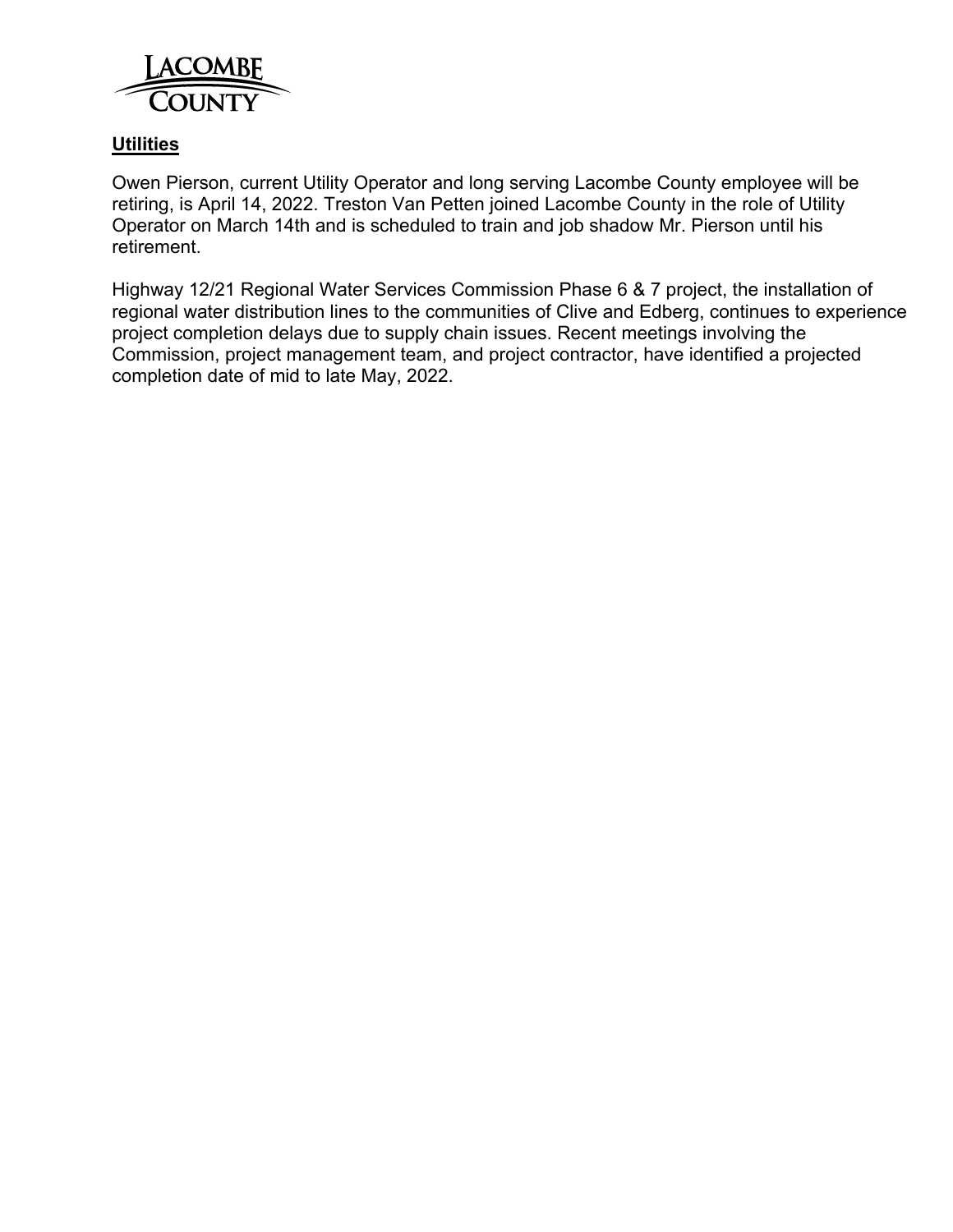## Utilities

Owen Pierson, current Utility Operator and long serving Lacombe County employee will be retiring, is April 14, 2022. Treston Van Petten joined Lacombe County in the role of Utility Operator on March 14th and is scheduled to train and job shadow Mr. Pierson until his retirement.

Highway 12/21 Regional Water Services Commission Phase 6 & 7 project, the installation of regional water distribution lines to the communities of Clive and Edberg, continues to experience project completion delays due to supply chain issues. Recent meetings involving the Commission, project management team, and project contractor, have identified a projected completion date of mid to late May, 2022.